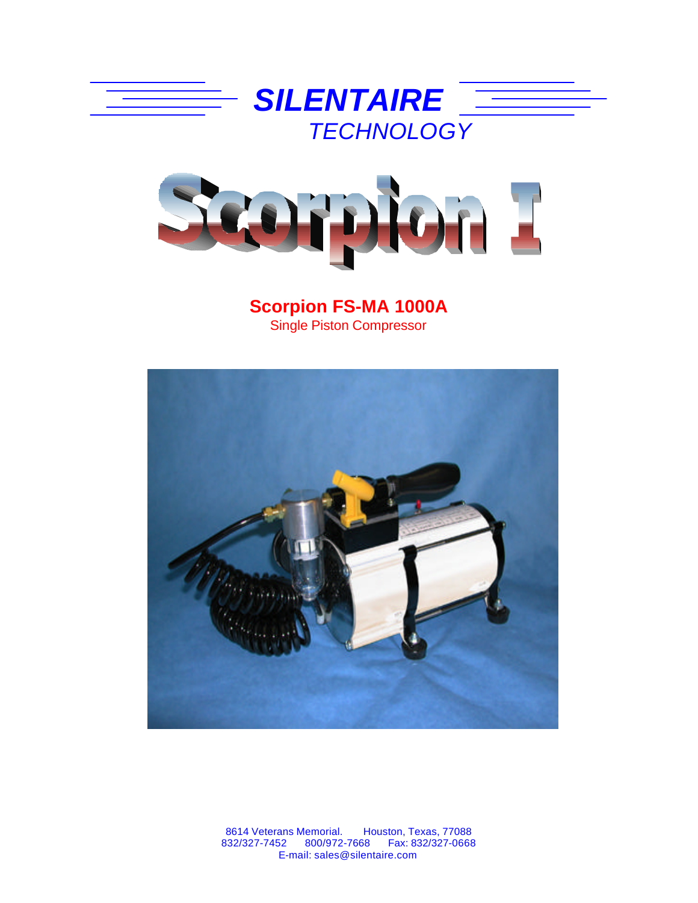# SILENTAIRE
## TECHNOLOGY

# Scorpion I

**Scorpion FS-MA 1000A**

Single Piston Compressor

8614 Veterans Memorial. Houston, Texas, 77088
832/327-7452 800/972-7668 Fax: 832/327-0668
E-mail: sales@silentaire.com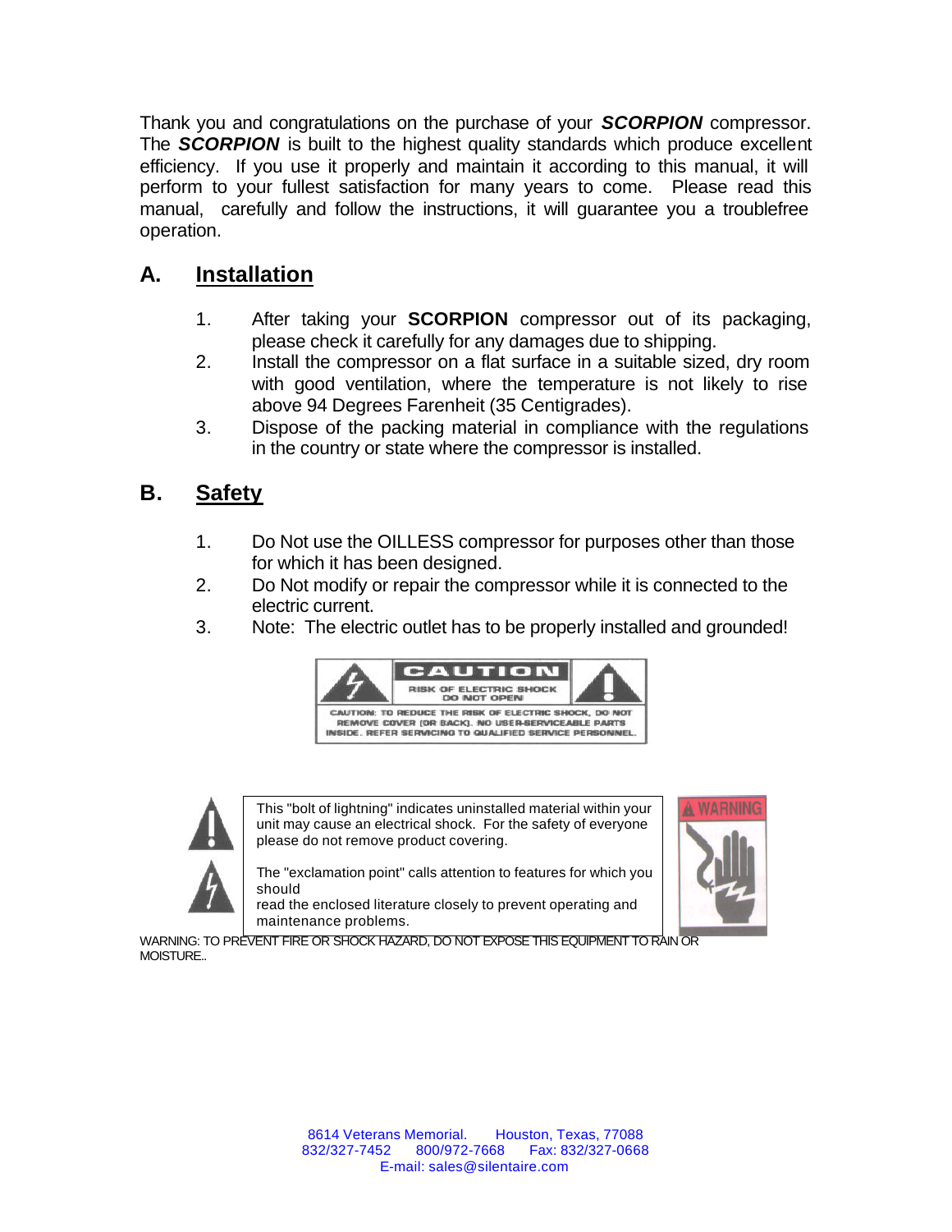Thank you and congratulations on the purchase of your ***SCORPION*** compressor. The ***SCORPION*** is built to the highest quality standards which produce excellent efficiency. If you use it properly and maintain it according to this manual, it will perform to your fullest satisfaction for many years to come. Please read this manual, carefully and follow the instructions, it will guarantee you a troublefree operation.

## A. Installation

1. After taking your **SCORPION** compressor out of its packaging, please check it carefully for any damages due to shipping.
2. Install the compressor on a flat surface in a suitable sized, dry room with good ventilation, where the temperature is not likely to rise above 94 Degrees Farenheit (35 Centigrades).
3. Dispose of the packing material in compliance with the regulations in the country or state where the compressor is installed.

## B. Safety

1. Do Not use the OILLESS compressor for purposes other than those for which it has been designed.
2. Do Not modify or repair the compressor while it is connected to the electric current.
3. Note: The electric outlet has to be properly installed and grounded!

CAUTION

RISK OF ELECTRIC SHOCK DO NOT OPEN

CAUTION: TO REDUCE THE RISK OF ELECTRIC SHOCK, DO NOT REMOVE COVER (OR BACK). NO USER-SERVICEABLE PARTS INSIDE. REFER SERVICING TO QUALIFIED SERVICE PERSONNEL.

This "bolt of lightning" indicates uninstalled material within your unit may cause an electrical shock. For the safety of everyone please do not remove product covering.

The "exclamation point" calls attention to features for which you should read the enclosed literature closely to prevent operating and maintenance problems.

WARNING

WARNING: TO PREVENT FIRE OR SHOCK HAZARD, DO NOT EXPOSE THIS EQUIPMENT TO RAIN OR MOISTURE..

8614 Veterans Memorial. Houston, Texas, 77088
832/327-7452 800/972-7668 Fax: 832/327-0668
E-mail: sales@silentaire.com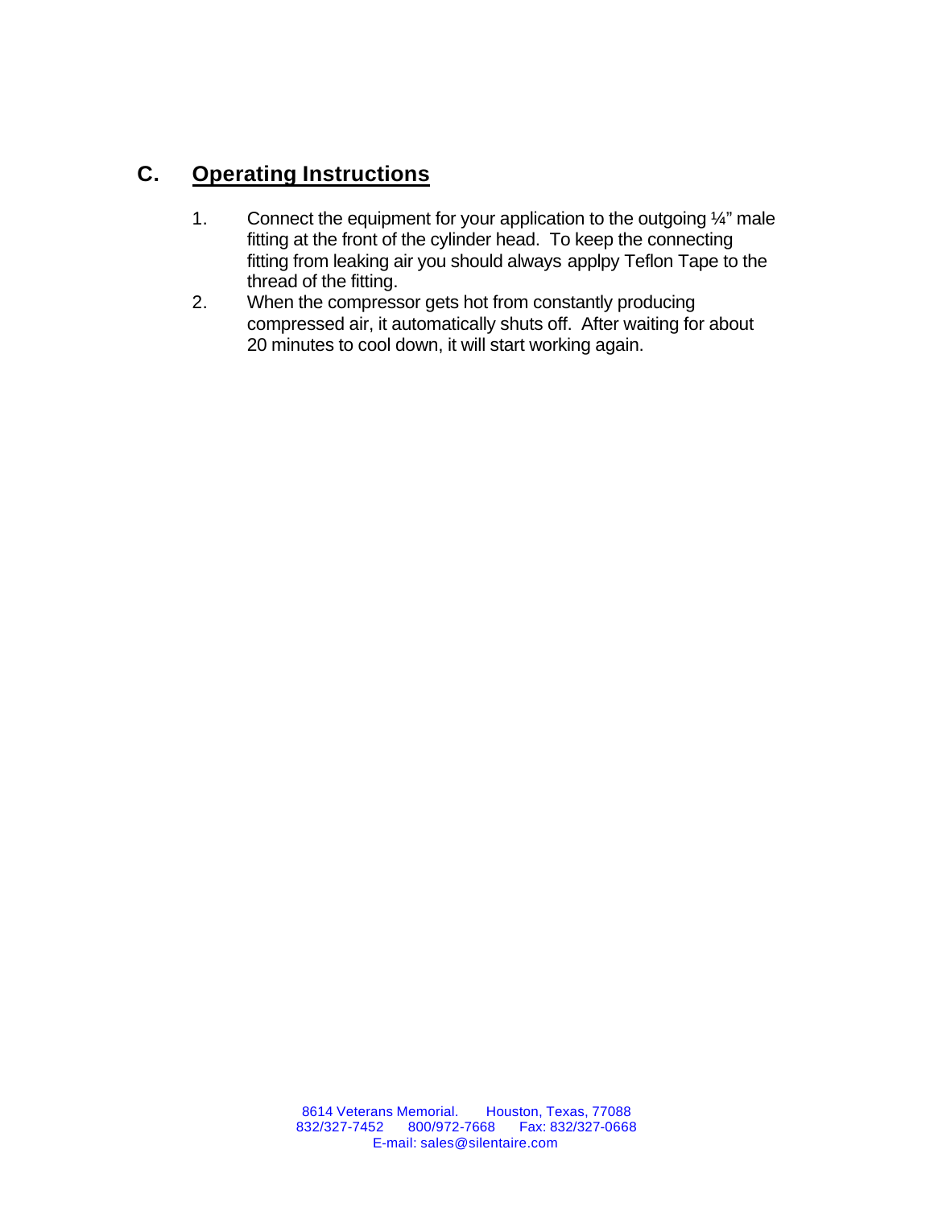## C. Operating Instructions

1. Connect the equipment for your application to the outgoing ¼" male fitting at the front of the cylinder head. To keep the connecting fitting from leaking air you should always applpy Teflon Tape to the thread of the fitting.
2. When the compressor gets hot from constantly producing compressed air, it automatically shuts off. After waiting for about 20 minutes to cool down, it will start working again.

8614 Veterans Memorial. Houston, Texas, 77088
832/327-7452 800/972-7668 Fax: 832/327-0668
E-mail: sales@silentaire.com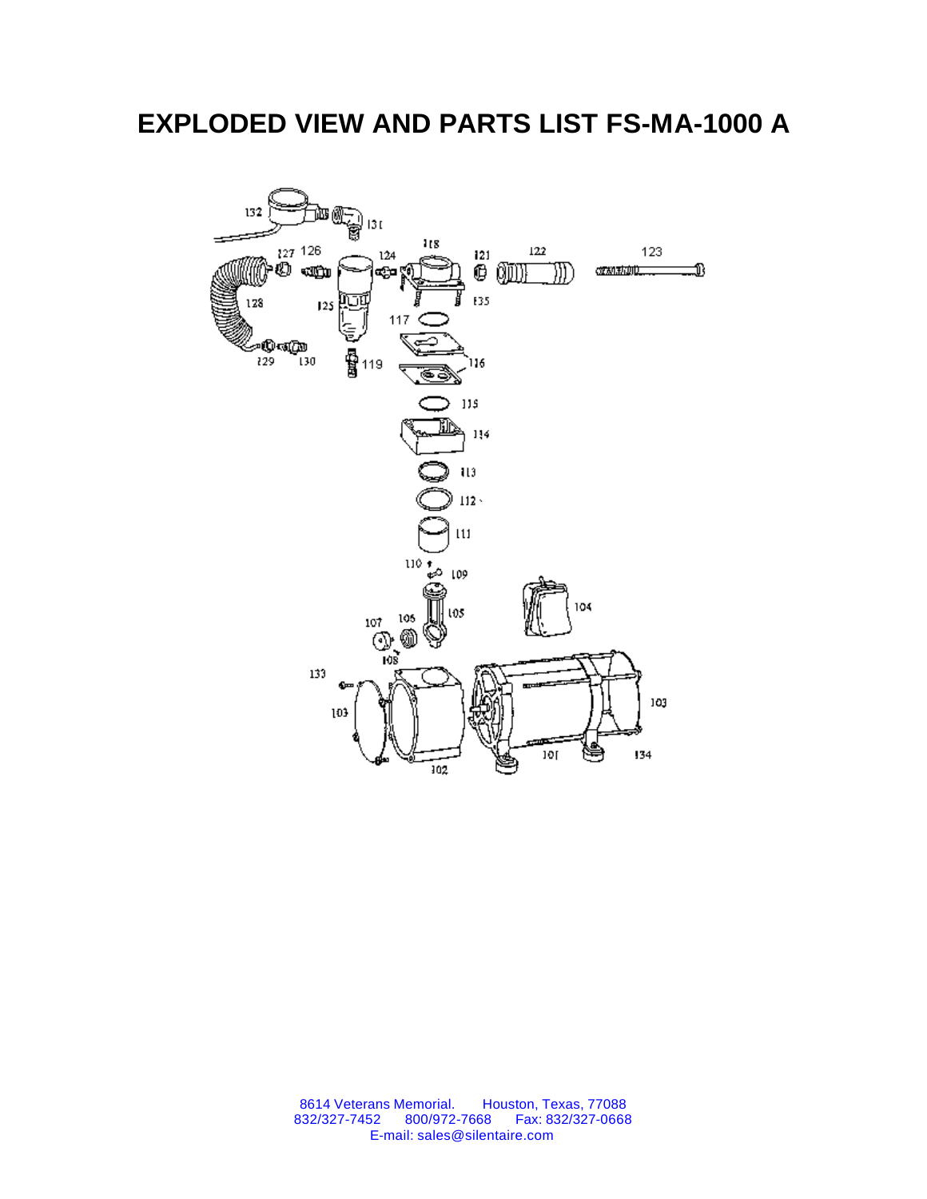# EXPLODED VIEW AND PARTS LIST FS-MA-1000 A

8614 Veterans Memorial. Houston, Texas, 77088
832/327-7452 800/972-7668 Fax: 832/327-0668
E-mail: sales@silentaire.com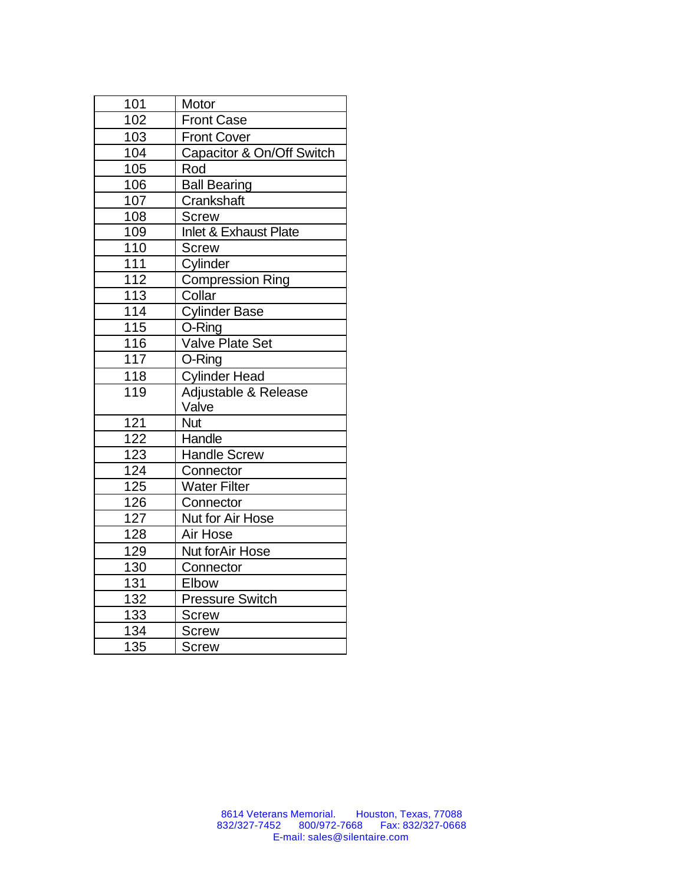| | |
|---|---|
| 101 | Motor |
| 102 | Front Case |
| 103 | Front Cover |
| 104 | Capacitor & On/Off Switch |
| 105 | Rod |
| 106 | Ball Bearing |
| 107 | Crankshaft |
| 108 | Screw |
| 109 | Inlet & Exhaust Plate |
| 110 | Screw |
| 111 | Cylinder |
| 112 | Compression Ring |
| 113 | Collar |
| 114 | Cylinder Base |
| 115 | O-Ring |
| 116 | Valve Plate Set |
| 117 | O-Ring |
| 118 | Cylinder Head |
| 119 | Adjustable & Release Valve |
| 121 | Nut |
| 122 | Handle |
| 123 | Handle Screw |
| 124 | Connector |
| 125 | Water Filter |
| 126 | Connector |
| 127 | Nut for Air Hose |
| 128 | Air Hose |
| 129 | Nut forAir Hose |
| 130 | Connector |
| 131 | Elbow |
| 132 | Pressure Switch |
| 133 | Screw |
| 134 | Screw |
| 135 | Screw |

8614 Veterans Memorial. Houston, Texas, 77088
832/327-7452 800/972-7668 Fax: 832/327-0668
E-mail: sales@silentaire.com